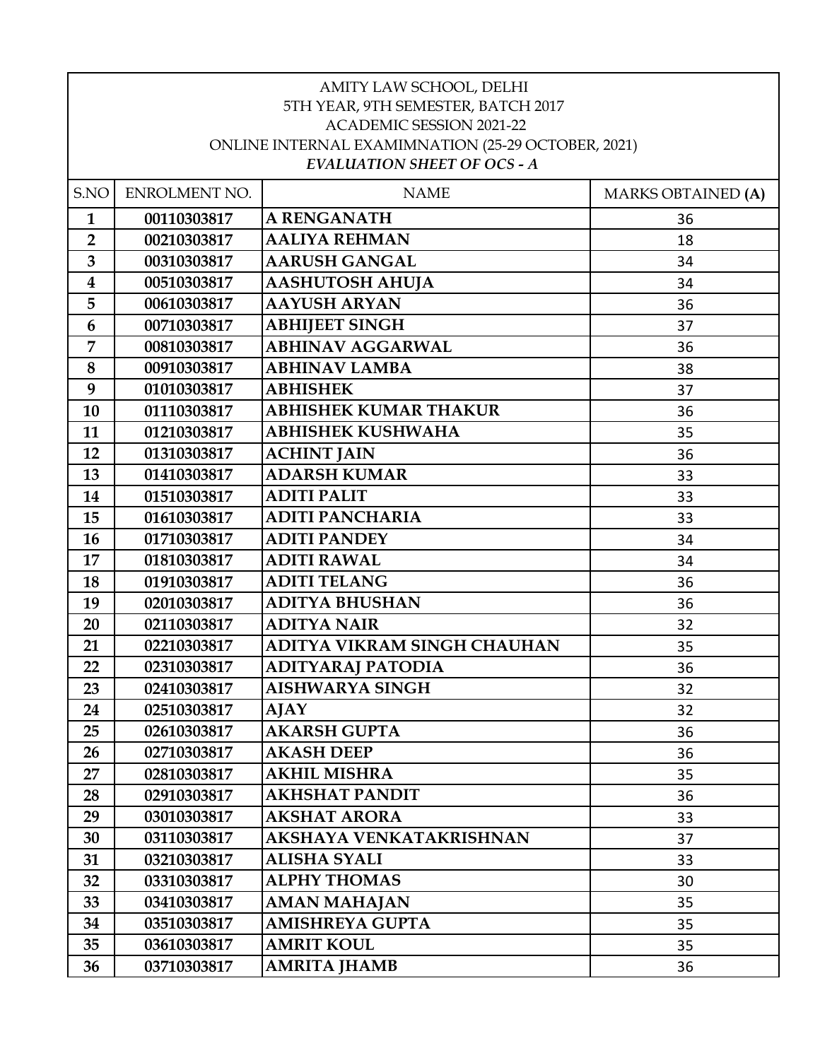AMITY LAW SCHOOL, DELHI
5TH YEAR, 9TH SEMESTER, BATCH 2017
ACADEMIC SESSION 2021-22
ONLINE INTERNAL EXAMIMNATION (25-29 OCTOBER, 2021)
*EVALUATION SHEET OF OCS - A*

| S.NO | ENROLMENT NO. | NAME | MARKS OBTAINED **(A)** |
|---|---|---|---|
| **1** | **00110303817** | **A RENGANATH** | 36 |
| **2** | **00210303817** | **AALIYA REHMAN** | 18 |
| **3** | **00310303817** | **AARUSH GANGAL** | 34 |
| **4** | **00510303817** | **AASHUTOSH AHUJA** | 34 |
| **5** | **00610303817** | **AAYUSH ARYAN** | 36 |
| **6** | **00710303817** | **ABHIJEET SINGH** | 37 |
| **7** | **00810303817** | **ABHINAV AGGARWAL** | 36 |
| **8** | **00910303817** | **ABHINAV LAMBA** | 38 |
| **9** | **01010303817** | **ABHISHEK** | 37 |
| **10** | **01110303817** | **ABHISHEK KUMAR THAKUR** | 36 |
| **11** | **01210303817** | **ABHISHEK KUSHWAHA** | 35 |
| **12** | **01310303817** | **ACHINT JAIN** | 36 |
| **13** | **01410303817** | **ADARSH KUMAR** | 33 |
| **14** | **01510303817** | **ADITI PALIT** | 33 |
| **15** | **01610303817** | **ADITI PANCHARIA** | 33 |
| **16** | **01710303817** | **ADITI PANDEY** | 34 |
| **17** | **01810303817** | **ADITI RAWAL** | 34 |
| **18** | **01910303817** | **ADITI TELANG** | 36 |
| **19** | **02010303817** | **ADITYA BHUSHAN** | 36 |
| **20** | **02110303817** | **ADITYA NAIR** | 32 |
| **21** | **02210303817** | **ADITYA VIKRAM SINGH CHAUHAN** | 35 |
| **22** | **02310303817** | **ADITYARAJ PATODIA** | 36 |
| **23** | **02410303817** | **AISHWARYA SINGH** | 32 |
| **24** | **02510303817** | **AJAY** | 32 |
| **25** | **02610303817** | **AKARSH GUPTA** | 36 |
| **26** | **02710303817** | **AKASH DEEP** | 36 |
| **27** | **02810303817** | **AKHIL MISHRA** | 35 |
| **28** | **02910303817** | **AKHSHAT PANDIT** | 36 |
| **29** | **03010303817** | **AKSHAT ARORA** | 33 |
| **30** | **03110303817** | **AKSHAYA VENKATAKRISHNAN** | 37 |
| **31** | **03210303817** | **ALISHA SYALI** | 33 |
| **32** | **03310303817** | **ALPHY THOMAS** | 30 |
| **33** | **03410303817** | **AMAN MAHAJAN** | 35 |
| **34** | **03510303817** | **AMISHREYA GUPTA** | 35 |
| **35** | **03610303817** | **AMRIT KOUL** | 35 |
| **36** | **03710303817** | **AMRITA JHAMB** | 36 |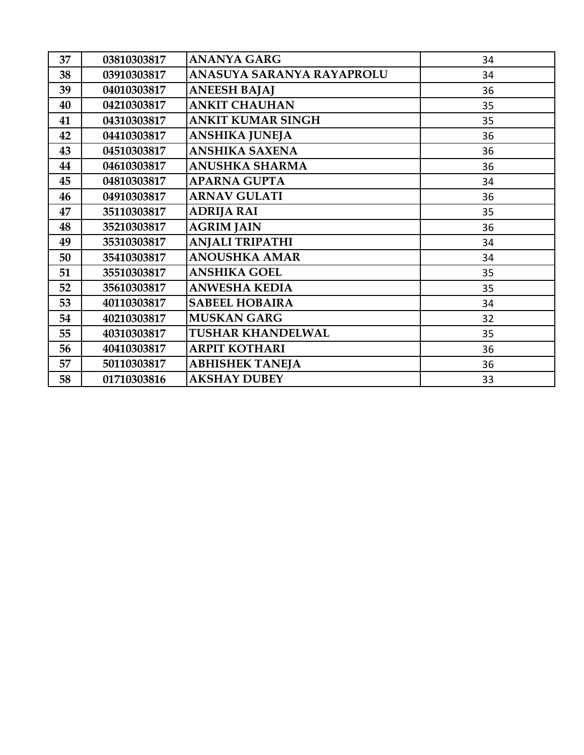| | | | |
|---|---|---|---|
| 37 | 03810303817 | ANANYA GARG | 34 |
| 38 | 03910303817 | ANASUYA SARANYA RAYAPROLU | 34 |
| 39 | 04010303817 | ANEESH BAJAJ | 36 |
| 40 | 04210303817 | ANKIT CHAUHAN | 35 |
| 41 | 04310303817 | ANKIT KUMAR SINGH | 35 |
| 42 | 04410303817 | ANSHIKA JUNEJA | 36 |
| 43 | 04510303817 | ANSHIKA SAXENA | 36 |
| 44 | 04610303817 | ANUSHKA SHARMA | 36 |
| 45 | 04810303817 | APARNA GUPTA | 34 |
| 46 | 04910303817 | ARNAV GULATI | 36 |
| 47 | 35110303817 | ADRIJA RAI | 35 |
| 48 | 35210303817 | AGRIM JAIN | 36 |
| 49 | 35310303817 | ANJALI TRIPATHI | 34 |
| 50 | 35410303817 | ANOUSHKA AMAR | 34 |
| 51 | 35510303817 | ANSHIKA GOEL | 35 |
| 52 | 35610303817 | ANWESHA KEDIA | 35 |
| 53 | 40110303817 | SABEEL HOBAIRA | 34 |
| 54 | 40210303817 | MUSKAN GARG | 32 |
| 55 | 40310303817 | TUSHAR KHANDELWAL | 35 |
| 56 | 40410303817 | ARPIT KOTHARI | 36 |
| 57 | 50110303817 | ABHISHEK TANEJA | 36 |
| 58 | 01710303816 | AKSHAY DUBEY | 33 |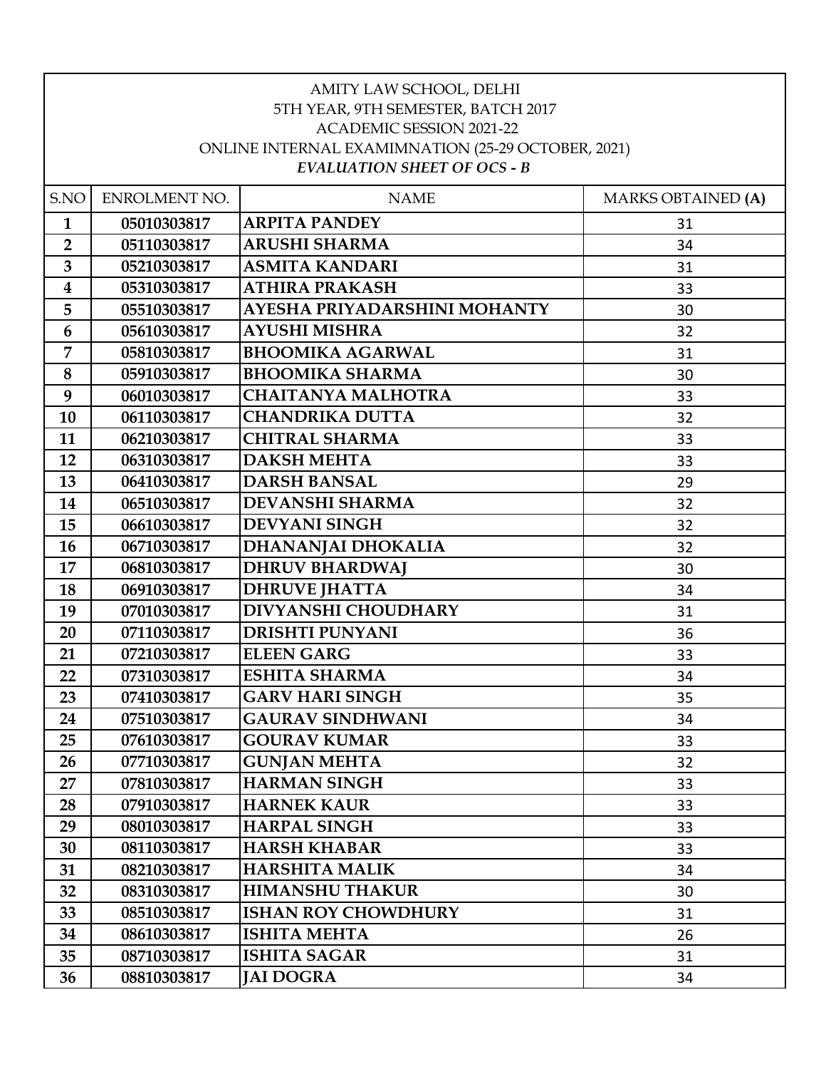AMITY LAW SCHOOL, DELHI
5TH YEAR, 9TH SEMESTER, BATCH 2017
ACADEMIC SESSION 2021-22
ONLINE INTERNAL EXAMIMNATION (25-29 OCTOBER, 2021)
*EVALUATION SHEET OF OCS - B*

| S.NO | ENROLMENT NO. | NAME | MARKS OBTAINED **(A)** |
|---|---|---|---|
| **1** | 05010303817 | **ARPITA PANDEY** | 31 |
| **2** | 05110303817 | **ARUSHI SHARMA** | 34 |
| **3** | 05210303817 | **ASMITA KANDARI** | 31 |
| **4** | 05310303817 | **ATHIRA PRAKASH** | 33 |
| **5** | 05510303817 | **AYESHA PRIYADARSHINI MOHANTY** | 30 |
| **6** | 05610303817 | **AYUSHI MISHRA** | 32 |
| **7** | 05810303817 | **BHOOMIKA AGARWAL** | 31 |
| **8** | 05910303817 | **BHOOMIKA SHARMA** | 30 |
| **9** | 06010303817 | **CHAITANYA MALHOTRA** | 33 |
| **10** | 06110303817 | **CHANDRIKA DUTTA** | 32 |
| **11** | 06210303817 | **CHITRAL SHARMA** | 33 |
| **12** | 06310303817 | **DAKSH MEHTA** | 33 |
| **13** | 06410303817 | **DARSH BANSAL** | 29 |
| **14** | 06510303817 | **DEVANSHI SHARMA** | 32 |
| **15** | 06610303817 | **DEVYANI SINGH** | 32 |
| **16** | 06710303817 | **DHANANJAI DHOKALIA** | 32 |
| **17** | 06810303817 | **DHRUV BHARDWAJ** | 30 |
| **18** | 06910303817 | **DHRUVE JHATTA** | 34 |
| **19** | 07010303817 | **DIVYANSHI CHOUDHARY** | 31 |
| **20** | 07110303817 | **DRISHTI PUNYANI** | 36 |
| **21** | 07210303817 | **ELEEN GARG** | 33 |
| **22** | 07310303817 | **ESHITA SHARMA** | 34 |
| **23** | 07410303817 | **GARV HARI SINGH** | 35 |
| **24** | 07510303817 | **GAURAV SINDHWANI** | 34 |
| **25** | 07610303817 | **GOURAV KUMAR** | 33 |
| **26** | 07710303817 | **GUNJAN MEHTA** | 32 |
| **27** | 07810303817 | **HARMAN SINGH** | 33 |
| **28** | 07910303817 | **HARNEK KAUR** | 33 |
| **29** | 08010303817 | **HARPAL SINGH** | 33 |
| **30** | 08110303817 | **HARSH KHABAR** | 33 |
| **31** | 08210303817 | **HARSHITA MALIK** | 34 |
| **32** | 08310303817 | **HIMANSHU THAKUR** | 30 |
| **33** | 08510303817 | **ISHAN ROY CHOWDHURY** | 31 |
| **34** | 08610303817 | **ISHITA MEHTA** | 26 |
| **35** | 08710303817 | **ISHITA SAGAR** | 31 |
| **36** | 08810303817 | **JAI DOGRA** | 34 |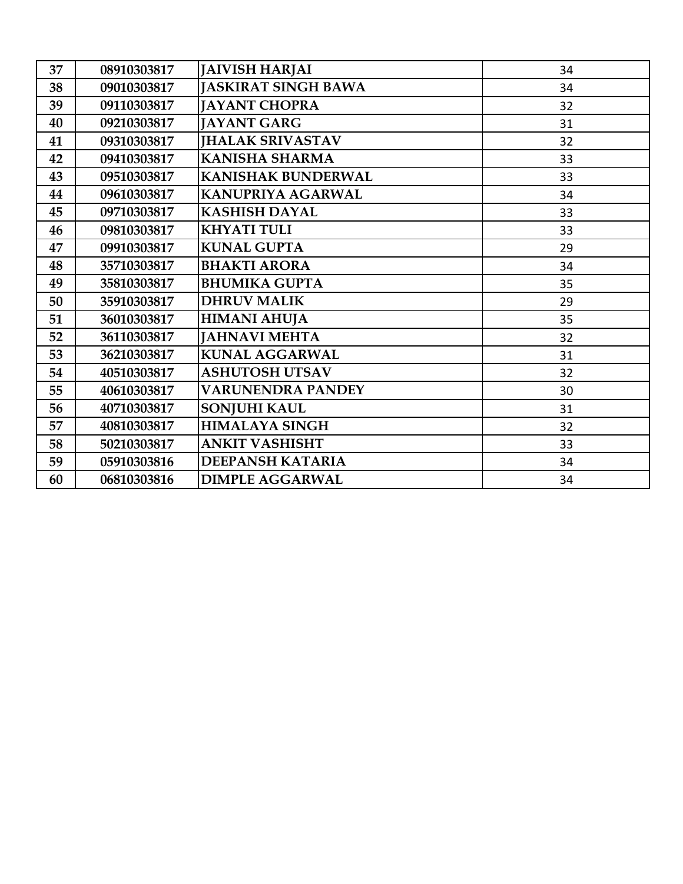| 37 | 08910303817 | JAIVISH HARJAI | 34 |
|---|---|---|---|
| 38 | 09010303817 | JASKIRAT SINGH BAWA | 34 |
| 39 | 09110303817 | JAYANT CHOPRA | 32 |
| 40 | 09210303817 | JAYANT GARG | 31 |
| 41 | 09310303817 | JHALAK SRIVASTAV | 32 |
| 42 | 09410303817 | KANISHA SHARMA | 33 |
| 43 | 09510303817 | KANISHAK BUNDERWAL | 33 |
| 44 | 09610303817 | KANUPRIYA AGARWAL | 34 |
| 45 | 09710303817 | KASHISH DAYAL | 33 |
| 46 | 09810303817 | KHYATI TULI | 33 |
| 47 | 09910303817 | KUNAL GUPTA | 29 |
| 48 | 35710303817 | BHAKTI ARORA | 34 |
| 49 | 35810303817 | BHUMIKA GUPTA | 35 |
| 50 | 35910303817 | DHRUV MALIK | 29 |
| 51 | 36010303817 | HIMANI AHUJA | 35 |
| 52 | 36110303817 | JAHNAVI MEHTA | 32 |
| 53 | 36210303817 | KUNAL AGGARWAL | 31 |
| 54 | 40510303817 | ASHUTOSH UTSAV | 32 |
| 55 | 40610303817 | VARUNENDRA PANDEY | 30 |
| 56 | 40710303817 | SONJUHI KAUL | 31 |
| 57 | 40810303817 | HIMALAYA SINGH | 32 |
| 58 | 50210303817 | ANKIT VASHISHT | 33 |
| 59 | 05910303816 | DEEPANSH KATARIA | 34 |
| 60 | 06810303816 | DIMPLE AGGARWAL | 34 |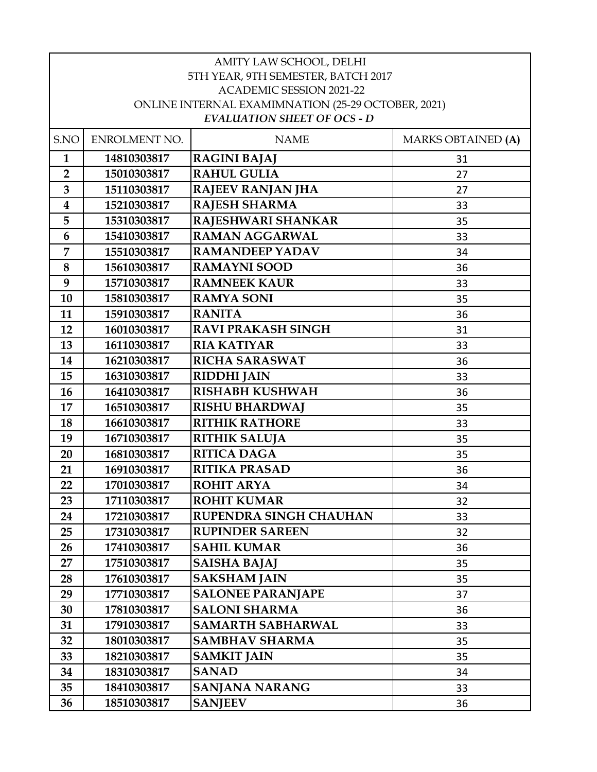AMITY LAW SCHOOL, DELHI
5TH YEAR, 9TH SEMESTER, BATCH 2017
ACADEMIC SESSION 2021-22
ONLINE INTERNAL EXAMIMNATION (25-29 OCTOBER, 2021)
*EVALUATION SHEET OF OCS - D*

| S.NO | ENROLMENT NO. | NAME | MARKS OBTAINED **(A)** |
|---|---|---|---|
| **1** | **14810303817** | **RAGINI BAJAJ** | 31 |
| **2** | **15010303817** | **RAHUL GULIA** | 27 |
| **3** | **15110303817** | **RAJEEV RANJAN JHA** | 27 |
| **4** | **15210303817** | **RAJESH SHARMA** | 33 |
| **5** | **15310303817** | **RAJESHWARI SHANKAR** | 35 |
| **6** | **15410303817** | **RAMAN AGGARWAL** | 33 |
| **7** | **15510303817** | **RAMANDEEP YADAV** | 34 |
| **8** | **15610303817** | **RAMAYNI SOOD** | 36 |
| **9** | **15710303817** | **RAMNEEK KAUR** | 33 |
| **10** | **15810303817** | **RAMYA SONI** | 35 |
| **11** | **15910303817** | **RANITA** | 36 |
| **12** | **16010303817** | **RAVI PRAKASH SINGH** | 31 |
| **13** | **16110303817** | **RIA KATIYAR** | 33 |
| **14** | **16210303817** | **RICHA SARASWAT** | 36 |
| **15** | **16310303817** | **RIDDHI JAIN** | 33 |
| **16** | **16410303817** | **RISHABH KUSHWAH** | 36 |
| **17** | **16510303817** | **RISHU BHARDWAJ** | 35 |
| **18** | **16610303817** | **RITHIK RATHORE** | 33 |
| **19** | **16710303817** | **RITHIK SALUJA** | 35 |
| **20** | **16810303817** | **RITICA DAGA** | 35 |
| **21** | **16910303817** | **RITIKA PRASAD** | 36 |
| **22** | **17010303817** | **ROHIT ARYA** | 34 |
| **23** | **17110303817** | **ROHIT KUMAR** | 32 |
| **24** | **17210303817** | **RUPENDRA SINGH CHAUHAN** | 33 |
| **25** | **17310303817** | **RUPINDER SAREEN** | 32 |
| **26** | **17410303817** | **SAHIL KUMAR** | 36 |
| **27** | **17510303817** | **SAISHA BAJAJ** | 35 |
| **28** | **17610303817** | **SAKSHAM JAIN** | 35 |
| **29** | **17710303817** | **SALONEE PARANJAPE** | 37 |
| **30** | **17810303817** | **SALONI SHARMA** | 36 |
| **31** | **17910303817** | **SAMARTH SABHARWAL** | 33 |
| **32** | **18010303817** | **SAMBHAV SHARMA** | 35 |
| **33** | **18210303817** | **SAMKIT JAIN** | 35 |
| **34** | **18310303817** | **SANAD** | 34 |
| **35** | **18410303817** | **SANJANA NARANG** | 33 |
| **36** | **18510303817** | **SANJEEV** | 36 |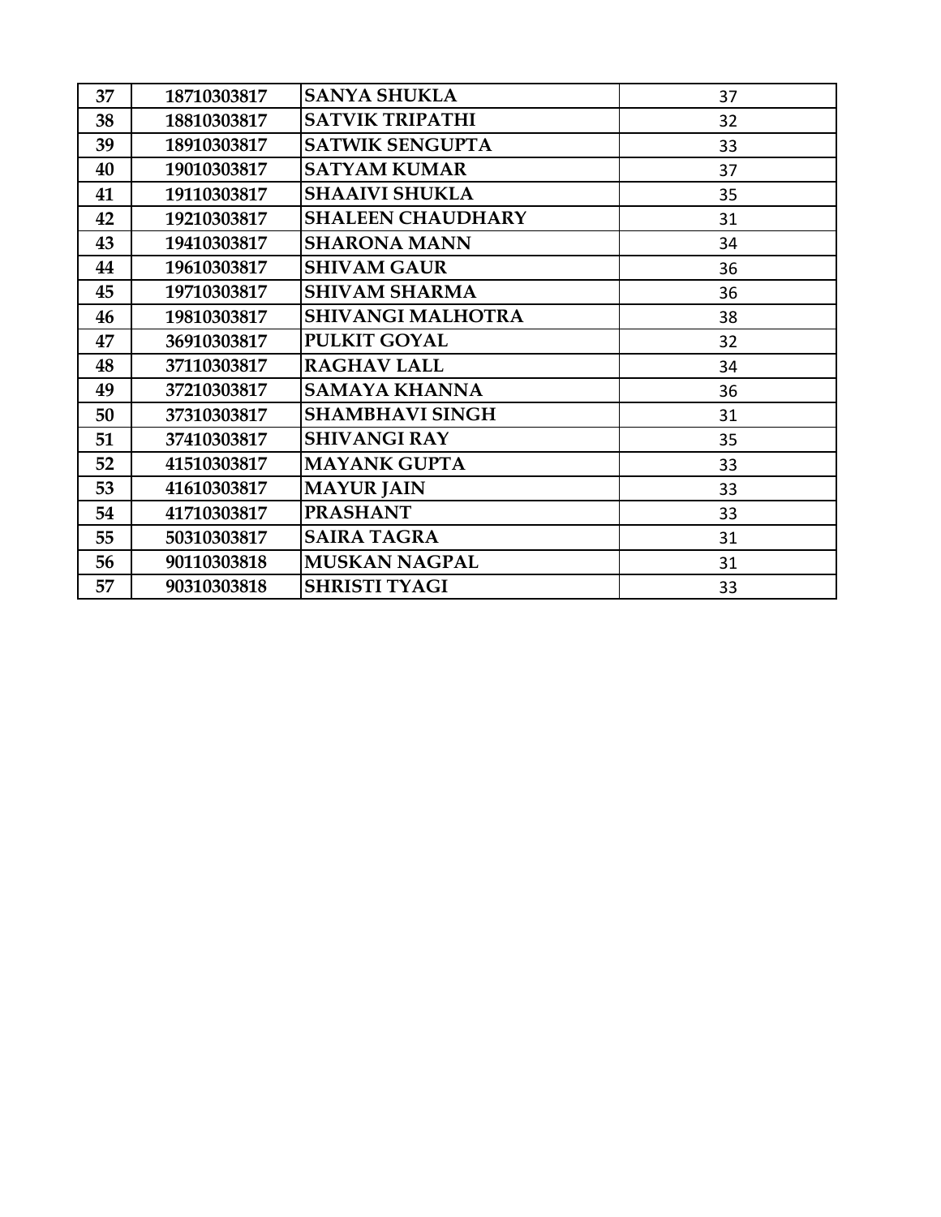| 37 | 18710303817 | SANYA SHUKLA | 37 |
|---|---|---|---|
| 38 | 18810303817 | SATVIK TRIPATHI | 32 |
| 39 | 18910303817 | SATWIK SENGUPTA | 33 |
| 40 | 19010303817 | SATYAM KUMAR | 37 |
| 41 | 19110303817 | SHAAIVI SHUKLA | 35 |
| 42 | 19210303817 | SHALEEN CHAUDHARY | 31 |
| 43 | 19410303817 | SHARONA MANN | 34 |
| 44 | 19610303817 | SHIVAM GAUR | 36 |
| 45 | 19710303817 | SHIVAM SHARMA | 36 |
| 46 | 19810303817 | SHIVANGI MALHOTRA | 38 |
| 47 | 36910303817 | PULKIT GOYAL | 32 |
| 48 | 37110303817 | RAGHAV LALL | 34 |
| 49 | 37210303817 | SAMAYA KHANNA | 36 |
| 50 | 37310303817 | SHAMBHAVI SINGH | 31 |
| 51 | 37410303817 | SHIVANGI RAY | 35 |
| 52 | 41510303817 | MAYANK GUPTA | 33 |
| 53 | 41610303817 | MAYUR JAIN | 33 |
| 54 | 41710303817 | PRASHANT | 33 |
| 55 | 50310303817 | SAIRA TAGRA | 31 |
| 56 | 90110303818 | MUSKAN NAGPAL | 31 |
| 57 | 90310303818 | SHRISTI TYAGI | 33 |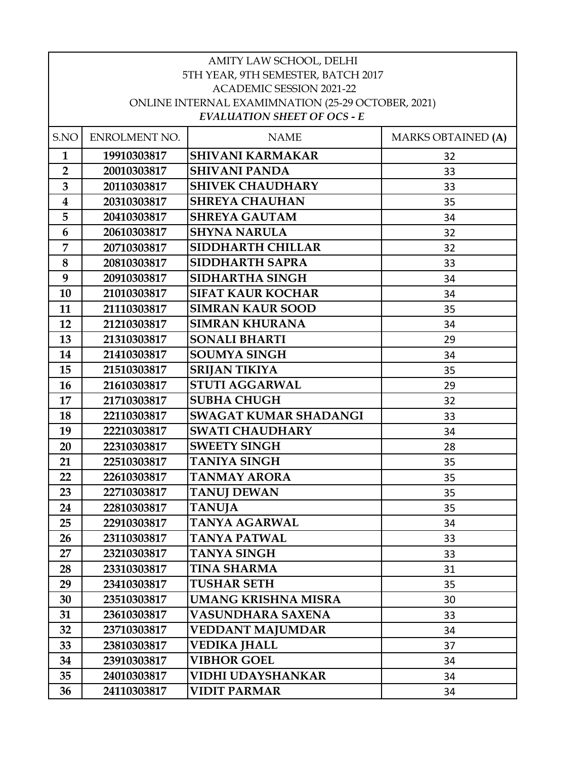AMITY LAW SCHOOL, DELHI
5TH YEAR, 9TH SEMESTER, BATCH 2017
ACADEMIC SESSION 2021-22
ONLINE INTERNAL EXAMIMNATION (25-29 OCTOBER, 2021)
*EVALUATION SHEET OF OCS - E*

| S.NO | ENROLMENT NO. | NAME | MARKS OBTAINED **(A)** |
|---|---|---|---|
| **1** | **19910303817** | **SHIVANI KARMAKAR** | 32 |
| **2** | **20010303817** | **SHIVANI PANDA** | 33 |
| **3** | **20110303817** | **SHIVEK CHAUDHARY** | 33 |
| **4** | **20310303817** | **SHREYA CHAUHAN** | 35 |
| **5** | **20410303817** | **SHREYA GAUTAM** | 34 |
| **6** | **20610303817** | **SHYNA NARULA** | 32 |
| **7** | **20710303817** | **SIDDHARTH CHILLAR** | 32 |
| **8** | **20810303817** | **SIDDHARTH SAPRA** | 33 |
| **9** | **20910303817** | **SIDHARTHA SINGH** | 34 |
| **10** | **21010303817** | **SIFAT KAUR KOCHAR** | 34 |
| **11** | **21110303817** | **SIMRAN KAUR SOOD** | 35 |
| **12** | **21210303817** | **SIMRAN KHURANA** | 34 |
| **13** | **21310303817** | **SONALI BHARTI** | 29 |
| **14** | **21410303817** | **SOUMYA SINGH** | 34 |
| **15** | **21510303817** | **SRIJAN TIKIYA** | 35 |
| **16** | **21610303817** | **STUTI AGGARWAL** | 29 |
| **17** | **21710303817** | **SUBHA CHUGH** | 32 |
| **18** | **22110303817** | **SWAGAT KUMAR SHADANGI** | 33 |
| **19** | **22210303817** | **SWATI CHAUDHARY** | 34 |
| **20** | **22310303817** | **SWEETY SINGH** | 28 |
| **21** | **22510303817** | **TANIYA SINGH** | 35 |
| **22** | **22610303817** | **TANMAY ARORA** | 35 |
| **23** | **22710303817** | **TANUJ DEWAN** | 35 |
| **24** | **22810303817** | **TANUJA** | 35 |
| **25** | **22910303817** | **TANYA AGARWAL** | 34 |
| **26** | **23110303817** | **TANYA PATWAL** | 33 |
| **27** | **23210303817** | **TANYA SINGH** | 33 |
| **28** | **23310303817** | **TINA SHARMA** | 31 |
| **29** | **23410303817** | **TUSHAR SETH** | 35 |
| **30** | **23510303817** | **UMANG KRISHNA MISRA** | 30 |
| **31** | **23610303817** | **VASUNDHARA SAXENA** | 33 |
| **32** | **23710303817** | **VEDDANT MAJUMDAR** | 34 |
| **33** | **23810303817** | **VEDIKA JHALL** | 37 |
| **34** | **23910303817** | **VIBHOR GOEL** | 34 |
| **35** | **24010303817** | **VIDHI UDAYSHANKAR** | 34 |
| **36** | **24110303817** | **VIDIT PARMAR** | 34 |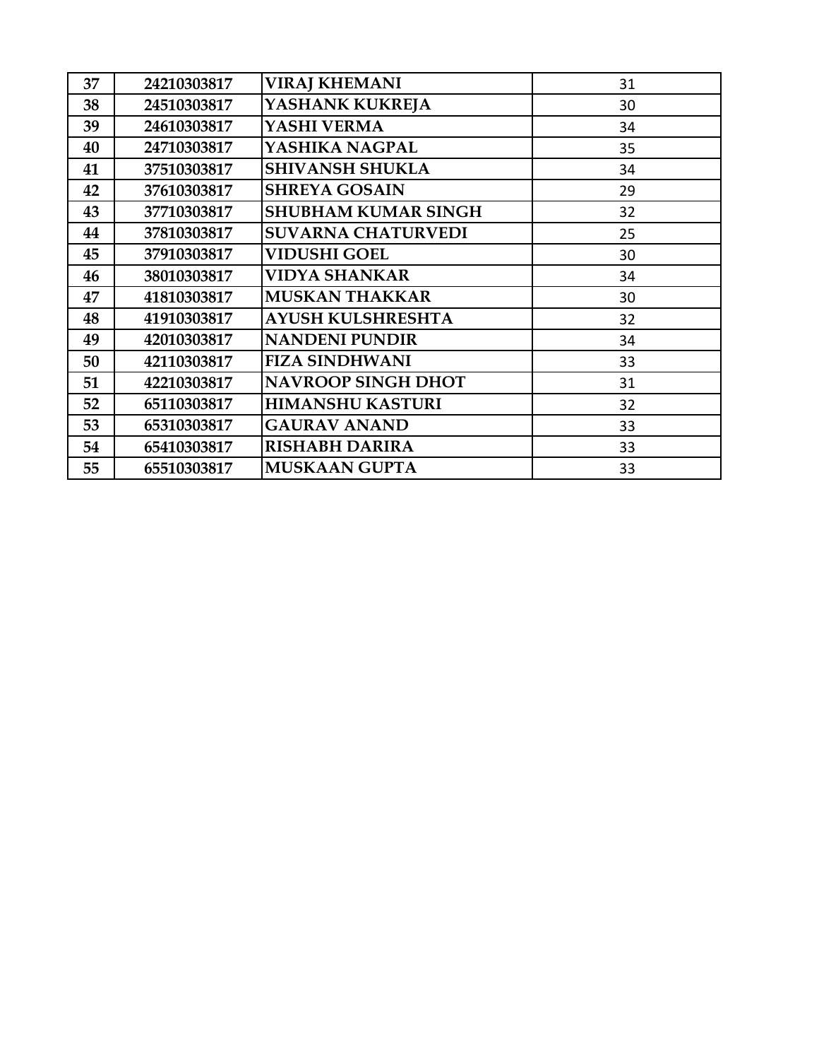| | | | |
|---|---|---|---|
| 37 | 24210303817 | VIRAJ KHEMANI | 31 |
| 38 | 24510303817 | YASHANK KUKREJA | 30 |
| 39 | 24610303817 | YASHI VERMA | 34 |
| 40 | 24710303817 | YASHIKA NAGPAL | 35 |
| 41 | 37510303817 | SHIVANSH SHUKLA | 34 |
| 42 | 37610303817 | SHREYA GOSAIN | 29 |
| 43 | 37710303817 | SHUBHAM KUMAR SINGH | 32 |
| 44 | 37810303817 | SUVARNA CHATURVEDI | 25 |
| 45 | 37910303817 | VIDUSHI GOEL | 30 |
| 46 | 38010303817 | VIDYA SHANKAR | 34 |
| 47 | 41810303817 | MUSKAN THAKKAR | 30 |
| 48 | 41910303817 | AYUSH KULSHRESHTA | 32 |
| 49 | 42010303817 | NANDENI PUNDIR | 34 |
| 50 | 42110303817 | FIZA SINDHWANI | 33 |
| 51 | 42210303817 | NAVROOP SINGH DHOT | 31 |
| 52 | 65110303817 | HIMANSHU KASTURI | 32 |
| 53 | 65310303817 | GAURAV ANAND | 33 |
| 54 | 65410303817 | RISHABH DARIRA | 33 |
| 55 | 65510303817 | MUSKAAN GUPTA | 33 |